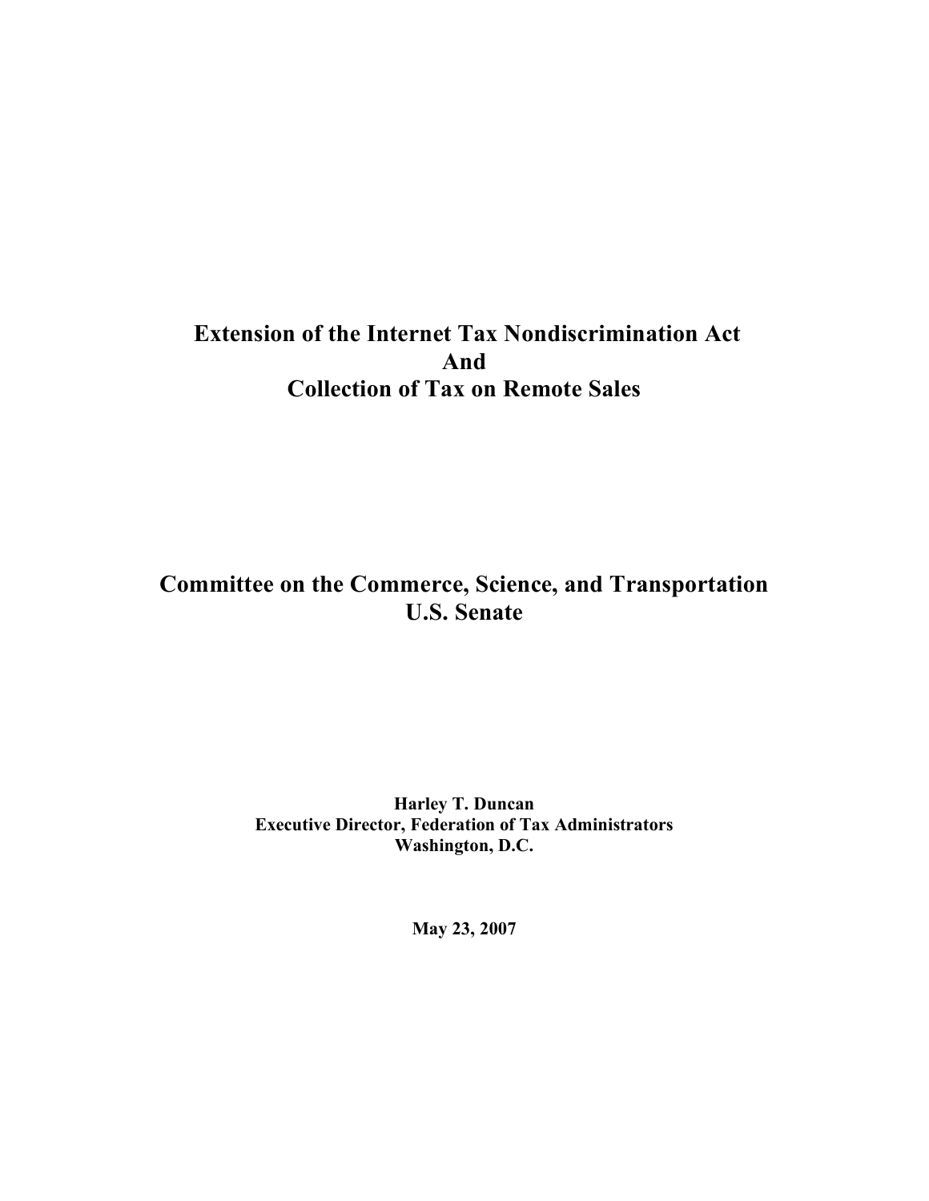# Extension of the Internet Tax Nondiscrimination Act
# And
# Collection of Tax on Remote Sales

## Committee on the Commerce, Science, and Transportation
## U.S. Senate

**Harley T. Duncan**
**Executive Director, Federation of Tax Administrators**
**Washington, D.C.**

**May 23, 2007**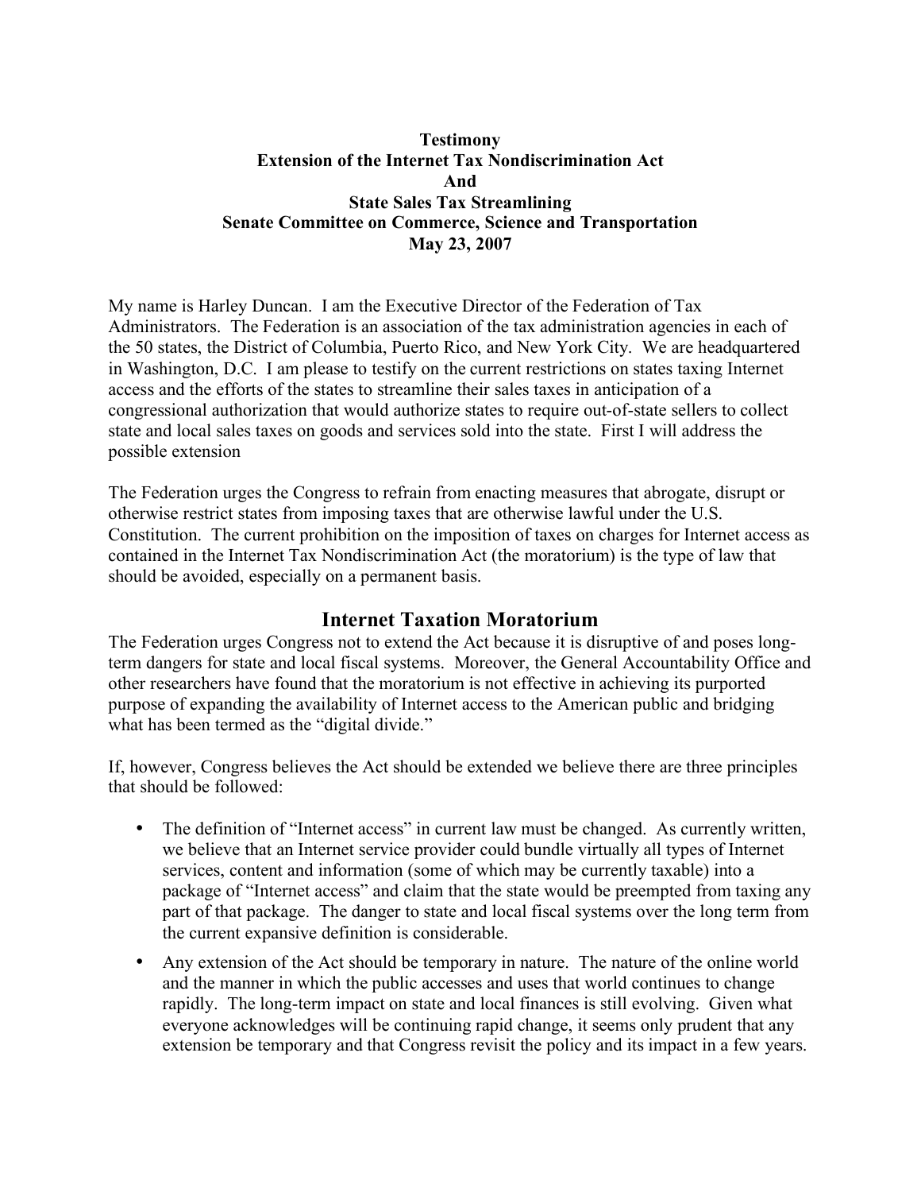**Testimony**
**Extension of the Internet Tax Nondiscrimination Act**
**And**
**State Sales Tax Streamlining**
**Senate Committee on Commerce, Science and Transportation**
**May 23, 2007**

My name is Harley Duncan. I am the Executive Director of the Federation of Tax Administrators. The Federation is an association of the tax administration agencies in each of the 50 states, the District of Columbia, Puerto Rico, and New York City. We are headquartered in Washington, D.C. I am please to testify on the current restrictions on states taxing Internet access and the efforts of the states to streamline their sales taxes in anticipation of a congressional authorization that would authorize states to require out-of-state sellers to collect state and local sales taxes on goods and services sold into the state. First I will address the possible extension

The Federation urges the Congress to refrain from enacting measures that abrogate, disrupt or otherwise restrict states from imposing taxes that are otherwise lawful under the U.S. Constitution. The current prohibition on the imposition of taxes on charges for Internet access as contained in the Internet Tax Nondiscrimination Act (the moratorium) is the type of law that should be avoided, especially on a permanent basis.

## Internet Taxation Moratorium

The Federation urges Congress not to extend the Act because it is disruptive of and poses long-term dangers for state and local fiscal systems. Moreover, the General Accountability Office and other researchers have found that the moratorium is not effective in achieving its purported purpose of expanding the availability of Internet access to the American public and bridging what has been termed as the "digital divide."

If, however, Congress believes the Act should be extended we believe there are three principles that should be followed:

- The definition of "Internet access" in current law must be changed. As currently written, we believe that an Internet service provider could bundle virtually all types of Internet services, content and information (some of which may be currently taxable) into a package of "Internet access" and claim that the state would be preempted from taxing any part of that package. The danger to state and local fiscal systems over the long term from the current expansive definition is considerable.
- Any extension of the Act should be temporary in nature. The nature of the online world and the manner in which the public accesses and uses that world continues to change rapidly. The long-term impact on state and local finances is still evolving. Given what everyone acknowledges will be continuing rapid change, it seems only prudent that any extension be temporary and that Congress revisit the policy and its impact in a few years.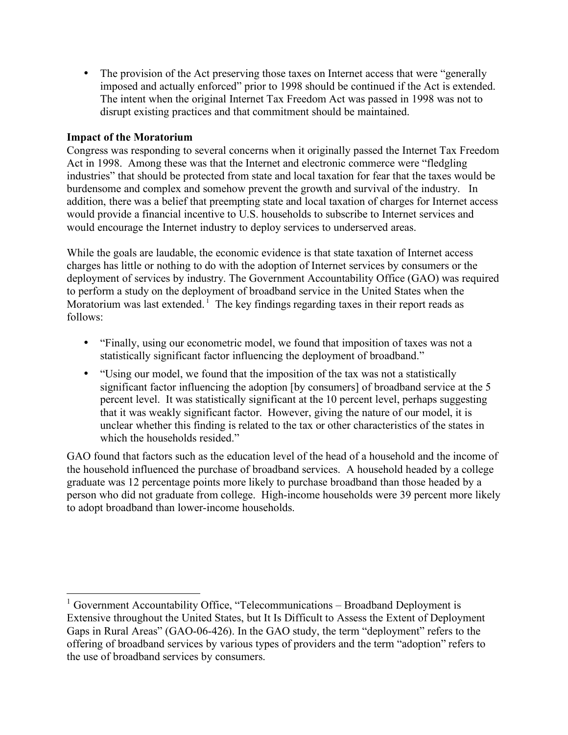- The provision of the Act preserving those taxes on Internet access that were "generally imposed and actually enforced" prior to 1998 should be continued if the Act is extended. The intent when the original Internet Tax Freedom Act was passed in 1998 was not to disrupt existing practices and that commitment should be maintained.

**Impact of the Moratorium**

Congress was responding to several concerns when it originally passed the Internet Tax Freedom Act in 1998. Among these was that the Internet and electronic commerce were "fledgling industries" that should be protected from state and local taxation for fear that the taxes would be burdensome and complex and somehow prevent the growth and survival of the industry. In addition, there was a belief that preempting state and local taxation of charges for Internet access would provide a financial incentive to U.S. households to subscribe to Internet services and would encourage the Internet industry to deploy services to underserved areas.

While the goals are laudable, the economic evidence is that state taxation of Internet access charges has little or nothing to do with the adoption of Internet services by consumers or the deployment of services by industry. The Government Accountability Office (GAO) was required to perform a study on the deployment of broadband service in the United States when the Moratorium was last extended.[1] The key findings regarding taxes in their report reads as follows:

- "Finally, using our econometric model, we found that imposition of taxes was not a statistically significant factor influencing the deployment of broadband."
- "Using our model, we found that the imposition of the tax was not a statistically significant factor influencing the adoption [by consumers] of broadband service at the 5 percent level. It was statistically significant at the 10 percent level, perhaps suggesting that it was weakly significant factor. However, giving the nature of our model, it is unclear whether this finding is related to the tax or other characteristics of the states in which the households resided."

GAO found that factors such as the education level of the head of a household and the income of the household influenced the purchase of broadband services. A household headed by a college graduate was 12 percentage points more likely to purchase broadband than those headed by a person who did not graduate from college. High-income households were 39 percent more likely to adopt broadband than lower-income households.

---

[1] Government Accountability Office, "Telecommunications – Broadband Deployment is Extensive throughout the United States, but It Is Difficult to Assess the Extent of Deployment Gaps in Rural Areas" (GAO-06-426). In the GAO study, the term "deployment" refers to the offering of broadband services by various types of providers and the term "adoption" refers to the use of broadband services by consumers.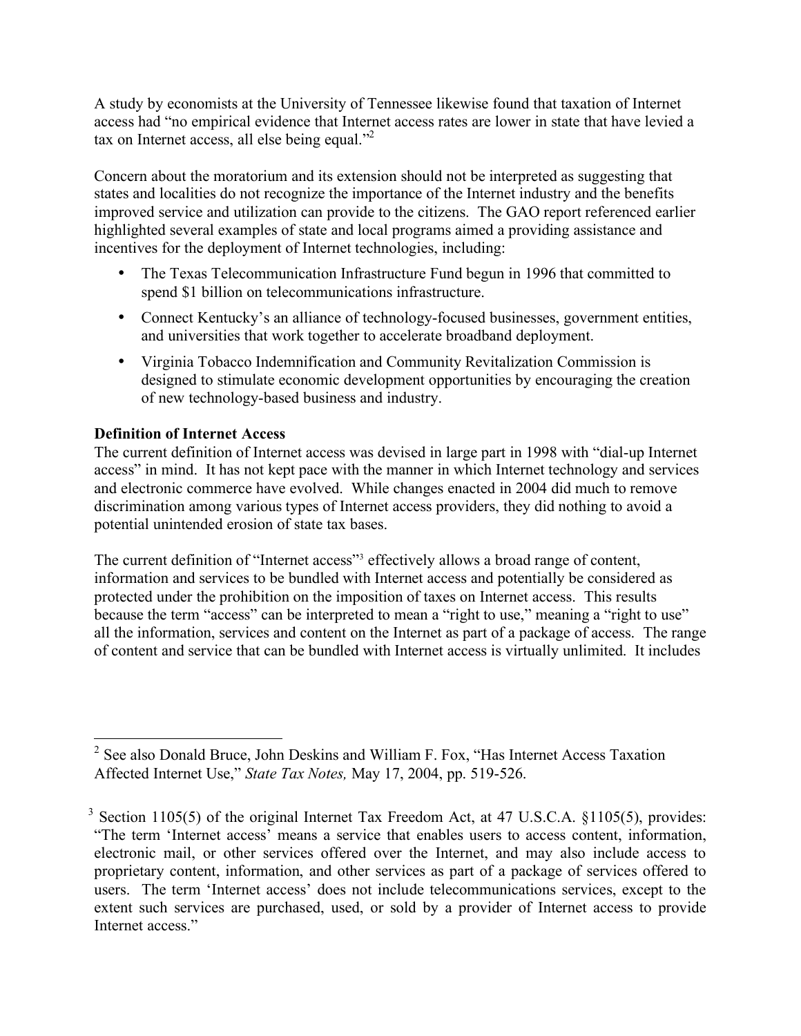A study by economists at the University of Tennessee likewise found that taxation of Internet access had "no empirical evidence that Internet access rates are lower in state that have levied a tax on Internet access, all else being equal."[2]

Concern about the moratorium and its extension should not be interpreted as suggesting that states and localities do not recognize the importance of the Internet industry and the benefits improved service and utilization can provide to the citizens. The GAO report referenced earlier highlighted several examples of state and local programs aimed a providing assistance and incentives for the deployment of Internet technologies, including:

- The Texas Telecommunication Infrastructure Fund begun in 1996 that committed to spend $1 billion on telecommunications infrastructure.
- Connect Kentucky's an alliance of technology-focused businesses, government entities, and universities that work together to accelerate broadband deployment.
- Virginia Tobacco Indemnification and Community Revitalization Commission is designed to stimulate economic development opportunities by encouraging the creation of new technology-based business and industry.

**Definition of Internet Access**

The current definition of Internet access was devised in large part in 1998 with "dial-up Internet access" in mind. It has not kept pace with the manner in which Internet technology and services and electronic commerce have evolved. While changes enacted in 2004 did much to remove discrimination among various types of Internet access providers, they did nothing to avoid a potential unintended erosion of state tax bases.

The current definition of "Internet access"[3] effectively allows a broad range of content, information and services to be bundled with Internet access and potentially be considered as protected under the prohibition on the imposition of taxes on Internet access. This results because the term "access" can be interpreted to mean a "right to use," meaning a "right to use" all the information, services and content on the Internet as part of a package of access. The range of content and service that can be bundled with Internet access is virtually unlimited. It includes

---

[2] See also Donald Bruce, John Deskins and William F. Fox, "Has Internet Access Taxation Affected Internet Use," *State Tax Notes,* May 17, 2004, pp. 519-526.

[3] Section 1105(5) of the original Internet Tax Freedom Act, at 47 U.S.C.A. §1105(5), provides: "The term 'Internet access' means a service that enables users to access content, information, electronic mail, or other services offered over the Internet, and may also include access to proprietary content, information, and other services as part of a package of services offered to users. The term 'Internet access' does not include telecommunications services, except to the extent such services are purchased, used, or sold by a provider of Internet access to provide Internet access."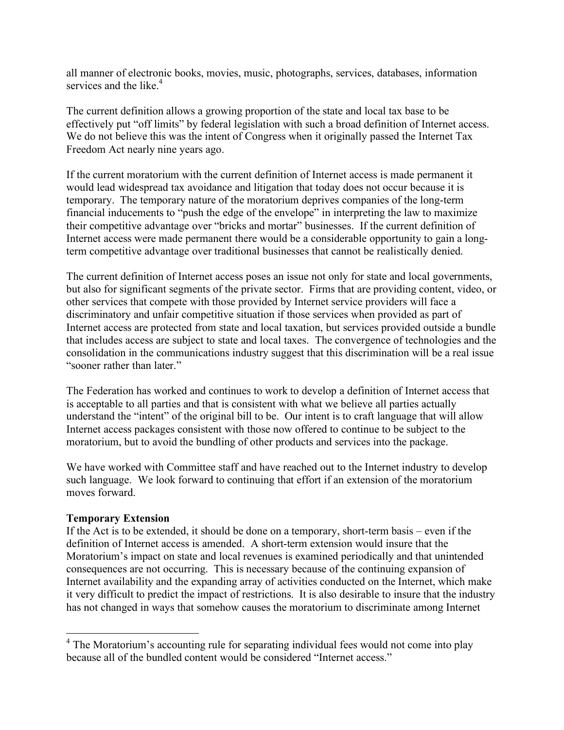all manner of electronic books, movies, music, photographs, services, databases, information services and the like.[4]

The current definition allows a growing proportion of the state and local tax base to be effectively put "off limits" by federal legislation with such a broad definition of Internet access. We do not believe this was the intent of Congress when it originally passed the Internet Tax Freedom Act nearly nine years ago.

If the current moratorium with the current definition of Internet access is made permanent it would lead widespread tax avoidance and litigation that today does not occur because it is temporary. The temporary nature of the moratorium deprives companies of the long-term financial inducements to "push the edge of the envelope" in interpreting the law to maximize their competitive advantage over "bricks and mortar" businesses. If the current definition of Internet access were made permanent there would be a considerable opportunity to gain a long-term competitive advantage over traditional businesses that cannot be realistically denied.

The current definition of Internet access poses an issue not only for state and local governments, but also for significant segments of the private sector. Firms that are providing content, video, or other services that compete with those provided by Internet service providers will face a discriminatory and unfair competitive situation if those services when provided as part of Internet access are protected from state and local taxation, but services provided outside a bundle that includes access are subject to state and local taxes. The convergence of technologies and the consolidation in the communications industry suggest that this discrimination will be a real issue "sooner rather than later."

The Federation has worked and continues to work to develop a definition of Internet access that is acceptable to all parties and that is consistent with what we believe all parties actually understand the "intent" of the original bill to be. Our intent is to craft language that will allow Internet access packages consistent with those now offered to continue to be subject to the moratorium, but to avoid the bundling of other products and services into the package.

We have worked with Committee staff and have reached out to the Internet industry to develop such language. We look forward to continuing that effort if an extension of the moratorium moves forward.

**Temporary Extension**

If the Act is to be extended, it should be done on a temporary, short-term basis – even if the definition of Internet access is amended. A short-term extension would insure that the Moratorium's impact on state and local revenues is examined periodically and that unintended consequences are not occurring. This is necessary because of the continuing expansion of Internet availability and the expanding array of activities conducted on the Internet, which make it very difficult to predict the impact of restrictions. It is also desirable to insure that the industry has not changed in ways that somehow causes the moratorium to discriminate among Internet

---

[4] The Moratorium's accounting rule for separating individual fees would not come into play because all of the bundled content would be considered "Internet access."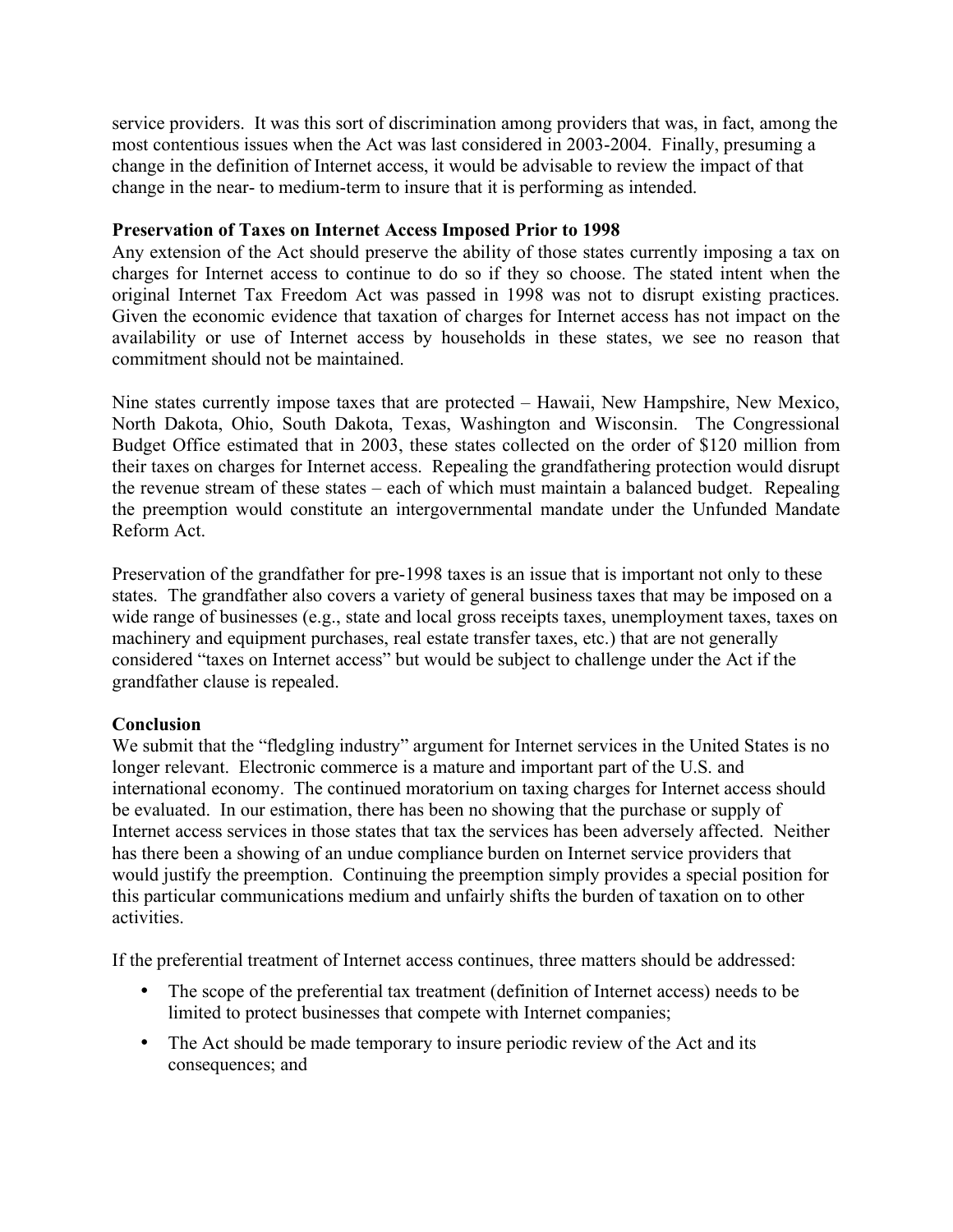service providers. It was this sort of discrimination among providers that was, in fact, among the most contentious issues when the Act was last considered in 2003-2004. Finally, presuming a change in the definition of Internet access, it would be advisable to review the impact of that change in the near- to medium-term to insure that it is performing as intended.

**Preservation of Taxes on Internet Access Imposed Prior to 1998**

Any extension of the Act should preserve the ability of those states currently imposing a tax on charges for Internet access to continue to do so if they so choose. The stated intent when the original Internet Tax Freedom Act was passed in 1998 was not to disrupt existing practices. Given the economic evidence that taxation of charges for Internet access has not impact on the availability or use of Internet access by households in these states, we see no reason that commitment should not be maintained.

Nine states currently impose taxes that are protected – Hawaii, New Hampshire, New Mexico, North Dakota, Ohio, South Dakota, Texas, Washington and Wisconsin. The Congressional Budget Office estimated that in 2003, these states collected on the order of $120 million from their taxes on charges for Internet access. Repealing the grandfathering protection would disrupt the revenue stream of these states – each of which must maintain a balanced budget. Repealing the preemption would constitute an intergovernmental mandate under the Unfunded Mandate Reform Act.

Preservation of the grandfather for pre-1998 taxes is an issue that is important not only to these states. The grandfather also covers a variety of general business taxes that may be imposed on a wide range of businesses (e.g., state and local gross receipts taxes, unemployment taxes, taxes on machinery and equipment purchases, real estate transfer taxes, etc.) that are not generally considered "taxes on Internet access" but would be subject to challenge under the Act if the grandfather clause is repealed.

**Conclusion**

We submit that the "fledgling industry" argument for Internet services in the United States is no longer relevant. Electronic commerce is a mature and important part of the U.S. and international economy. The continued moratorium on taxing charges for Internet access should be evaluated. In our estimation, there has been no showing that the purchase or supply of Internet access services in those states that tax the services has been adversely affected. Neither has there been a showing of an undue compliance burden on Internet service providers that would justify the preemption. Continuing the preemption simply provides a special position for this particular communications medium and unfairly shifts the burden of taxation on to other activities.

If the preferential treatment of Internet access continues, three matters should be addressed:

- The scope of the preferential tax treatment (definition of Internet access) needs to be limited to protect businesses that compete with Internet companies;
- The Act should be made temporary to insure periodic review of the Act and its consequences; and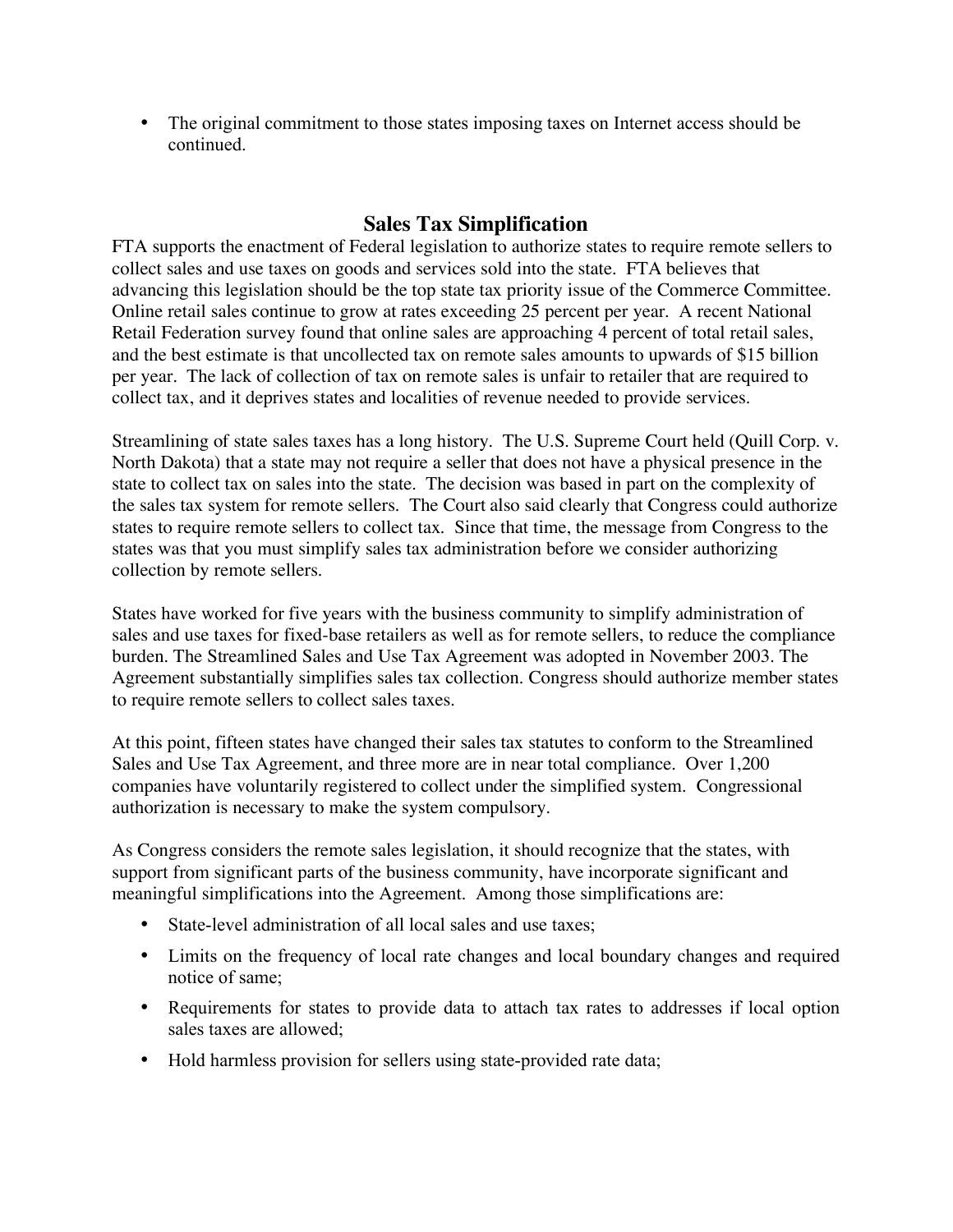- The original commitment to those states imposing taxes on Internet access should be continued.

## Sales Tax Simplification

FTA supports the enactment of Federal legislation to authorize states to require remote sellers to collect sales and use taxes on goods and services sold into the state. FTA believes that advancing this legislation should be the top state tax priority issue of the Commerce Committee. Online retail sales continue to grow at rates exceeding 25 percent per year. A recent National Retail Federation survey found that online sales are approaching 4 percent of total retail sales, and the best estimate is that uncollected tax on remote sales amounts to upwards of $15 billion per year. The lack of collection of tax on remote sales is unfair to retailer that are required to collect tax, and it deprives states and localities of revenue needed to provide services.

Streamlining of state sales taxes has a long history. The U.S. Supreme Court held (Quill Corp. v. North Dakota) that a state may not require a seller that does not have a physical presence in the state to collect tax on sales into the state. The decision was based in part on the complexity of the sales tax system for remote sellers. The Court also said clearly that Congress could authorize states to require remote sellers to collect tax. Since that time, the message from Congress to the states was that you must simplify sales tax administration before we consider authorizing collection by remote sellers.

States have worked for five years with the business community to simplify administration of sales and use taxes for fixed-base retailers as well as for remote sellers, to reduce the compliance burden. The Streamlined Sales and Use Tax Agreement was adopted in November 2003. The Agreement substantially simplifies sales tax collection. Congress should authorize member states to require remote sellers to collect sales taxes.

At this point, fifteen states have changed their sales tax statutes to conform to the Streamlined Sales and Use Tax Agreement, and three more are in near total compliance. Over 1,200 companies have voluntarily registered to collect under the simplified system. Congressional authorization is necessary to make the system compulsory.

As Congress considers the remote sales legislation, it should recognize that the states, with support from significant parts of the business community, have incorporate significant and meaningful simplifications into the Agreement. Among those simplifications are:

- State-level administration of all local sales and use taxes;
- Limits on the frequency of local rate changes and local boundary changes and required notice of same;
- Requirements for states to provide data to attach tax rates to addresses if local option sales taxes are allowed;
- Hold harmless provision for sellers using state-provided rate data;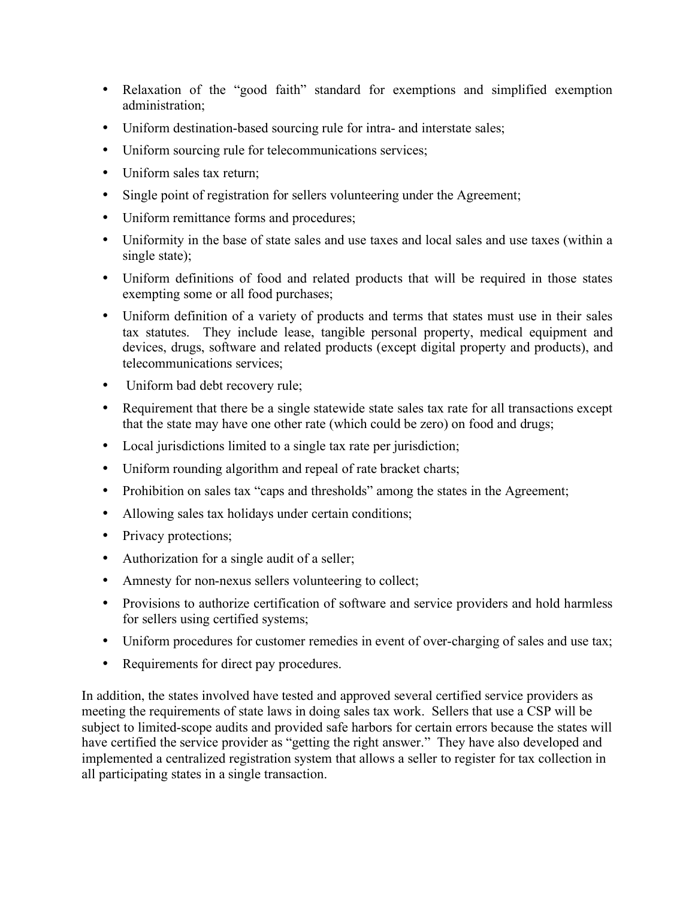- Relaxation of the "good faith" standard for exemptions and simplified exemption administration;
- Uniform destination-based sourcing rule for intra- and interstate sales;
- Uniform sourcing rule for telecommunications services;
- Uniform sales tax return;
- Single point of registration for sellers volunteering under the Agreement;
- Uniform remittance forms and procedures;
- Uniformity in the base of state sales and use taxes and local sales and use taxes (within a single state);
- Uniform definitions of food and related products that will be required in those states exempting some or all food purchases;
- Uniform definition of a variety of products and terms that states must use in their sales tax statutes. They include lease, tangible personal property, medical equipment and devices, drugs, software and related products (except digital property and products), and telecommunications services;
- Uniform bad debt recovery rule;
- Requirement that there be a single statewide state sales tax rate for all transactions except that the state may have one other rate (which could be zero) on food and drugs;
- Local jurisdictions limited to a single tax rate per jurisdiction;
- Uniform rounding algorithm and repeal of rate bracket charts;
- Prohibition on sales tax "caps and thresholds" among the states in the Agreement;
- Allowing sales tax holidays under certain conditions;
- Privacy protections;
- Authorization for a single audit of a seller;
- Amnesty for non-nexus sellers volunteering to collect;
- Provisions to authorize certification of software and service providers and hold harmless for sellers using certified systems;
- Uniform procedures for customer remedies in event of over-charging of sales and use tax;
- Requirements for direct pay procedures.

In addition, the states involved have tested and approved several certified service providers as meeting the requirements of state laws in doing sales tax work. Sellers that use a CSP will be subject to limited-scope audits and provided safe harbors for certain errors because the states will have certified the service provider as "getting the right answer." They have also developed and implemented a centralized registration system that allows a seller to register for tax collection in all participating states in a single transaction.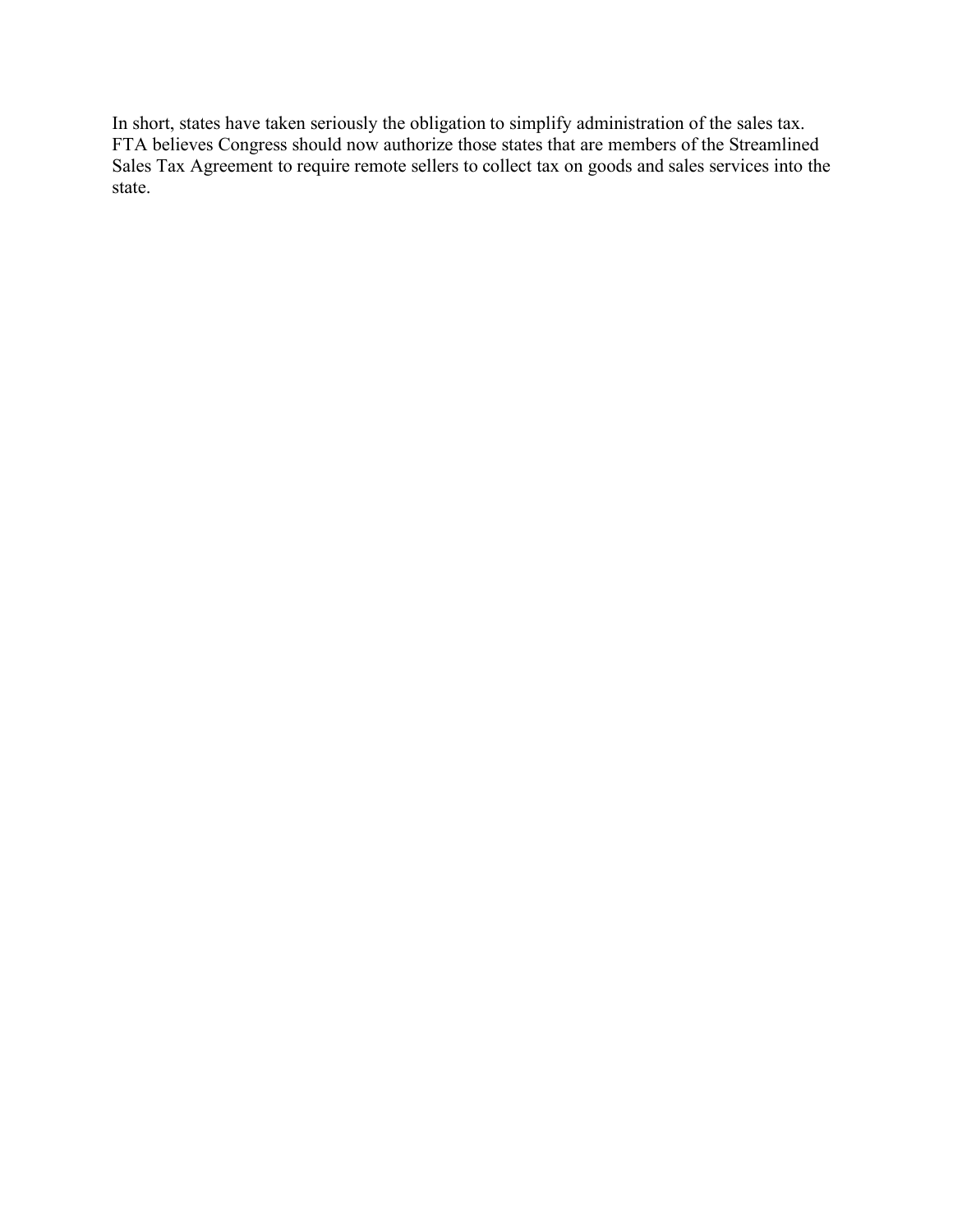In short, states have taken seriously the obligation to simplify administration of the sales tax. FTA believes Congress should now authorize those states that are members of the Streamlined Sales Tax Agreement to require remote sellers to collect tax on goods and sales services into the state.